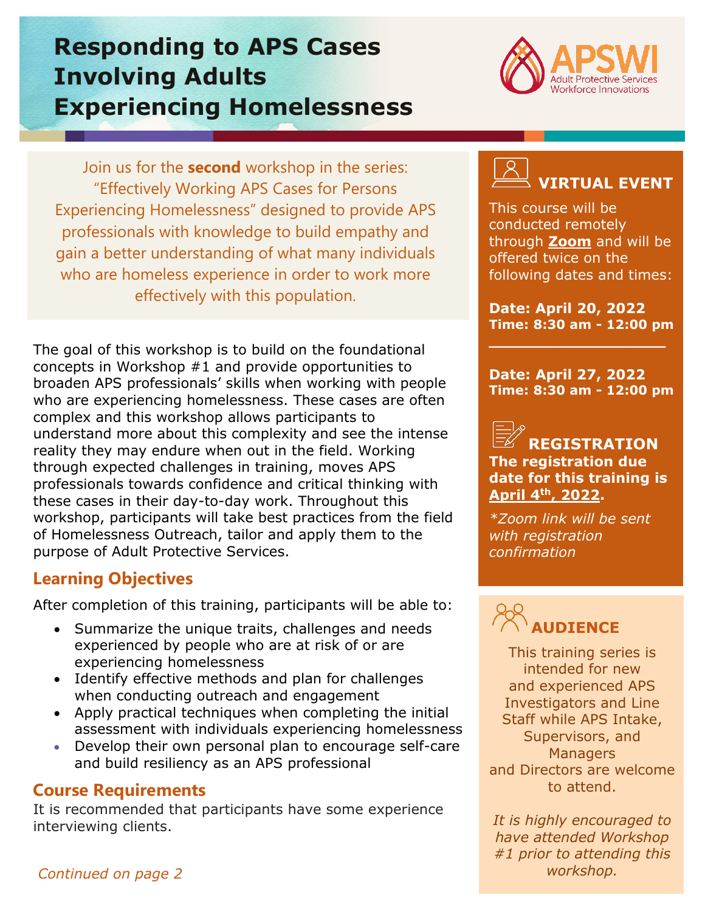# Responding to APS Cases Involving Adults Experiencing Homelessness

APSWI
Adult Protective Services Workforce Innovations

Join us for the **second** workshop in the series: "Effectively Working APS Cases for Persons Experiencing Homelessness" designed to provide APS professionals with knowledge to build empathy and gain a better understanding of what many individuals who are homeless experience in order to work more effectively with this population.

The goal of this workshop is to build on the foundational concepts in Workshop #1 and provide opportunities to broaden APS professionals' skills when working with people who are experiencing homelessness. These cases are often complex and this workshop allows participants to understand more about this complexity and see the intense reality they may endure when out in the field. Working through expected challenges in training, moves APS professionals towards confidence and critical thinking with these cases in their day-to-day work. Throughout this workshop, participants will take best practices from the field of Homelessness Outreach, tailor and apply them to the purpose of Adult Protective Services.

## Learning Objectives

After completion of this training, participants will be able to:

- Summarize the unique traits, challenges and needs experienced by people who are at risk of or are experiencing homelessness
- Identify effective methods and plan for challenges when conducting outreach and engagement
- Apply practical techniques when completing the initial assessment with individuals experiencing homelessness
- Develop their own personal plan to encourage self-care and build resiliency as an APS professional

## Course Requirements

It is recommended that participants have some experience interviewing clients.

*Continued on page 2*

## VIRTUAL EVENT

This course will be conducted remotely through **Zoom** and will be offered twice on the following dates and times:

**Date: April 20, 2022**
**Time: 8:30 am - 12:00 pm**

---

**Date: April 27, 2022**
**Time: 8:30 am - 12:00 pm**

## REGISTRATION

**The registration due date for this training is April 4th, 2022.**

*\*Zoom link will be sent with registration confirmation*

## AUDIENCE

This training series is intended for new and experienced APS Investigators and Line Staff while APS Intake, Supervisors, and Managers and Directors are welcome to attend.

*It is highly encouraged to have attended Workshop #1 prior to attending this workshop.*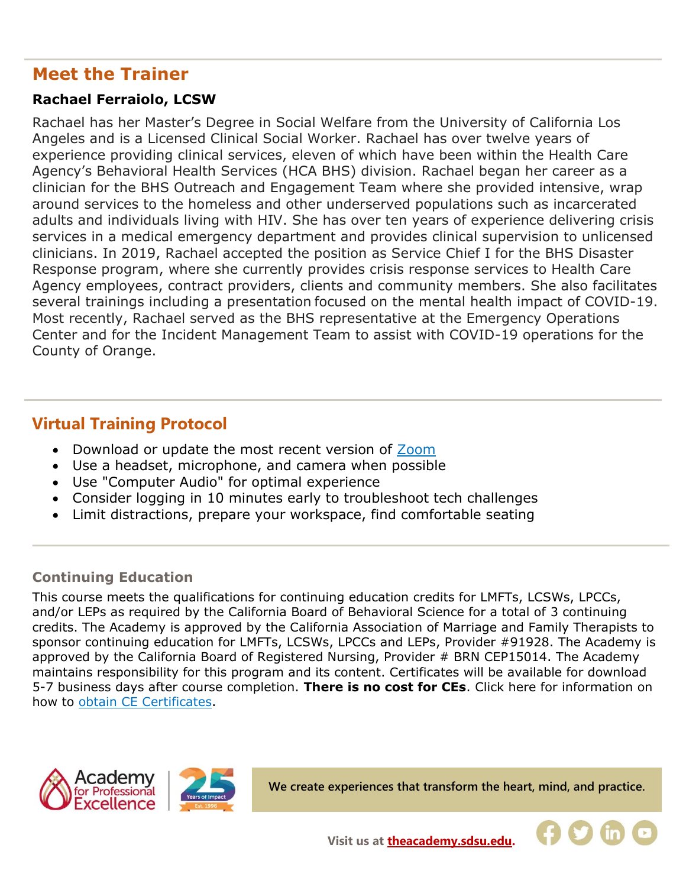## Meet the Trainer

**Rachael Ferraiolo, LCSW**

Rachael has her Master's Degree in Social Welfare from the University of California Los Angeles and is a Licensed Clinical Social Worker. Rachael has over twelve years of experience providing clinical services, eleven of which have been within the Health Care Agency's Behavioral Health Services (HCA BHS) division. Rachael began her career as a clinician for the BHS Outreach and Engagement Team where she provided intensive, wrap around services to the homeless and other underserved populations such as incarcerated adults and individuals living with HIV. She has over ten years of experience delivering crisis services in a medical emergency department and provides clinical supervision to unlicensed clinicians. In 2019, Rachael accepted the position as Service Chief I for the BHS Disaster Response program, where she currently provides crisis response services to Health Care Agency employees, contract providers, clients and community members. She also facilitates several trainings including a presentation focused on the mental health impact of COVID-19. Most recently, Rachael served as the BHS representative at the Emergency Operations Center and for the Incident Management Team to assist with COVID-19 operations for the County of Orange.

## Virtual Training Protocol

- Download or update the most recent version of Zoom
- Use a headset, microphone, and camera when possible
- Use "Computer Audio" for optimal experience
- Consider logging in 10 minutes early to troubleshoot tech challenges
- Limit distractions, prepare your workspace, find comfortable seating

### Continuing Education

This course meets the qualifications for continuing education credits for LMFTs, LCSWs, LPCCs, and/or LEPs as required by the California Board of Behavioral Science for a total of 3 continuing credits. The Academy is approved by the California Association of Marriage and Family Therapists to sponsor continuing education for LMFTs, LCSWs, LPCCs and LEPs, Provider #91928. The Academy is approved by the California Board of Registered Nursing, Provider # BRN CEP15014. The Academy maintains responsibility for this program and its content. Certificates will be available for download 5-7 business days after course completion. **There is no cost for CEs**. Click here for information on how to obtain CE Certificates.

Academy for Professional Excellence | 25 Years of Impact Est. 1996

**We create experiences that transform the heart, mind, and practice.**

**Visit us at theacademy.sdsu.edu.**